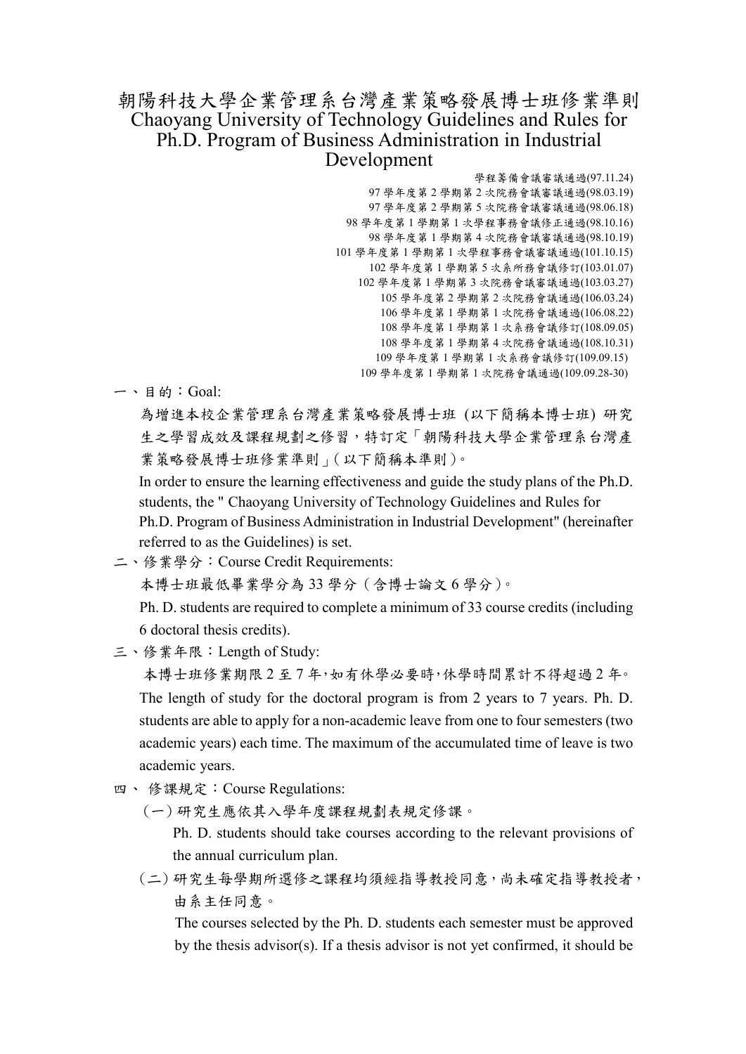# 朝陽科技大學企業管理系台灣產業策略發展博士班修業準則
# Chaoyang University of Technology Guidelines and Rules for Ph.D. Program of Business Administration in Industrial Development

學程籌備會議審議通過(97.11.24)
97 學年度第 2 學期第 2 次院務會議審議通過(98.03.19)
97 學年度第 2 學期第 5 次院務會議審議通過(98.06.18)
98 學年度第 1 學期第 1 次學程事務會議修正通過(98.10.16)
98 學年度第 1 學期第 4 次院務會議審議通過(98.10.19)
101 學年度第 1 學期第 1 次學程事務會議審議通過(101.10.15)
102 學年度第 1 學期第 5 次系所務會議修訂(103.01.07)
102 學年度第 1 學期第 3 次院務會議審議通過(103.03.27)
105 學年度第 2 學期第 2 次院務會議通過(106.03.24)
106 學年度第 1 學期第 1 次院務會議通過(106.08.22)
108 學年度第 1 學期第 1 次系務會議修訂(108.09.05)
108 學年度第 1 學期第 4 次院務會議通過(108.10.31)
109 學年度第 1 學期第 1 次系務會議修訂(109.09.15)
109 學年度第 1 學期第 1 次院務會議通過(109.09.28-30)

一、目的：Goal:

為增進本校企業管理系台灣產業策略發展博士班 (以下簡稱本博士班) 研究生之學習成效及課程規劃之修習，特訂定「朝陽科技大學企業管理系台灣產業策略發展博士班修業準則」(以下簡稱本準則)。

In order to ensure the learning effectiveness and guide the study plans of the Ph.D. students, the " Chaoyang University of Technology Guidelines and Rules for Ph.D. Program of Business Administration in Industrial Development" (hereinafter referred to as the Guidelines) is set.

二、修業學分：Course Credit Requirements:

本博士班最低畢業學分為 33 學分 (含博士論文 6 學分)。

Ph. D. students are required to complete a minimum of 33 course credits (including 6 doctoral thesis credits).

三、修業年限：Length of Study:

本博士班修業期限 2 至 7 年，如有休學必要時，休學時間累計不得超過 2 年。

The length of study for the doctoral program is from 2 years to 7 years. Ph. D. students are able to apply for a non-academic leave from one to four semesters (two academic years) each time. The maximum of the accumulated time of leave is two academic years.

四、 修課規定：Course Regulations:

(一) 研究生應依其入學年度課程規劃表規定修課。

Ph. D. students should take courses according to the relevant provisions of the annual curriculum plan.

(二) 研究生每學期所選修之課程均須經指導教授同意，尚未確定指導教授者，由系主任同意。

The courses selected by the Ph. D. students each semester must be approved by the thesis advisor(s). If a thesis advisor is not yet confirmed, it should be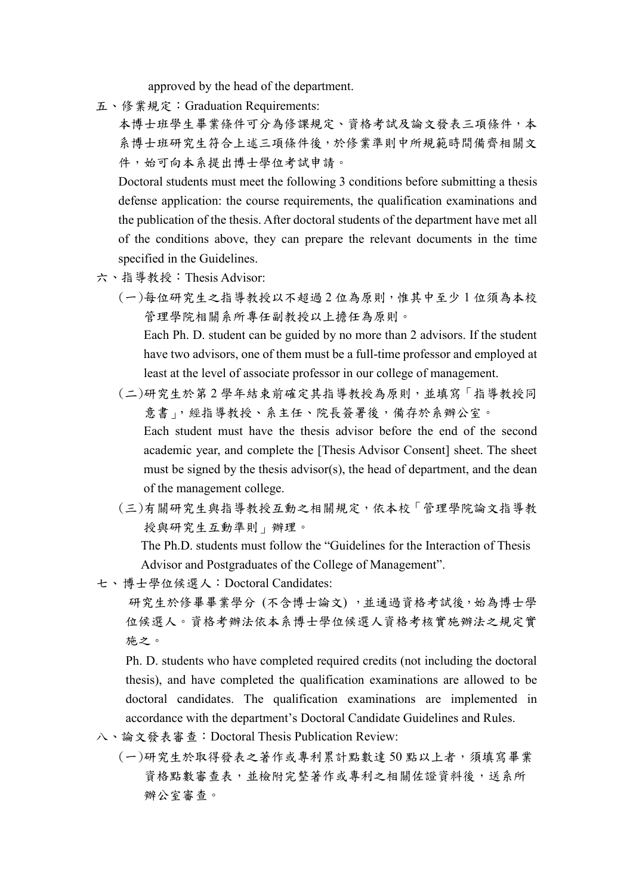approved by the head of the department.

五、修業規定：Graduation Requirements:

本博士班學生畢業條件可分為修課規定、資格考試及論文發表三項條件，本系博士班研究生符合上述三項條件後，於修業準則中所規範時間備齊相關文件，始可向本系提出博士學位考試申請。

Doctoral students must meet the following 3 conditions before submitting a thesis defense application: the course requirements, the qualification examinations and the publication of the thesis. After doctoral students of the department have met all of the conditions above, they can prepare the relevant documents in the time specified in the Guidelines.

六、指導教授：Thesis Advisor:

(一)每位研究生之指導教授以不超過 2 位為原則，惟其中至少 1 位須為本校管理學院相關系所專任副教授以上擔任為原則。

Each Ph. D. student can be guided by no more than 2 advisors. If the student have two advisors, one of them must be a full-time professor and employed at least at the level of associate professor in our college of management.

(二)研究生於第 2 學年結束前確定其指導教授為原則，並填寫「指導教授同意書」，經指導教授、系主任、院長簽署後，備存於系辦公室。

Each student must have the thesis advisor before the end of the second academic year, and complete the [Thesis Advisor Consent] sheet. The sheet must be signed by the thesis advisor(s), the head of department, and the dean of the management college.

(三)有關研究生與指導教授互動之相關規定，依本校「管理學院論文指導教授與研究生互動準則」辦理。

The Ph.D. students must follow the “Guidelines for the Interaction of Thesis Advisor and Postgraduates of the College of Management”.

七、博士學位候選人：Doctoral Candidates:

研究生於修畢畢業學分 (不含博士論文) ，並通過資格考試後，始為博士學位候選人。資格考辦法依本系博士學位候選人資格考核實施辦法之規定實施之。

Ph. D. students who have completed required credits (not including the doctoral thesis), and have completed the qualification examinations are allowed to be doctoral candidates. The qualification examinations are implemented in accordance with the department’s Doctoral Candidate Guidelines and Rules.

八、論文發表審查：Doctoral Thesis Publication Review:

(一)研究生於取得發表之著作或專利累計點數達 50 點以上者，須填寫畢業資格點數審查表，並檢附完整著作或專利之相關佐證資料後，送系所辦公室審查。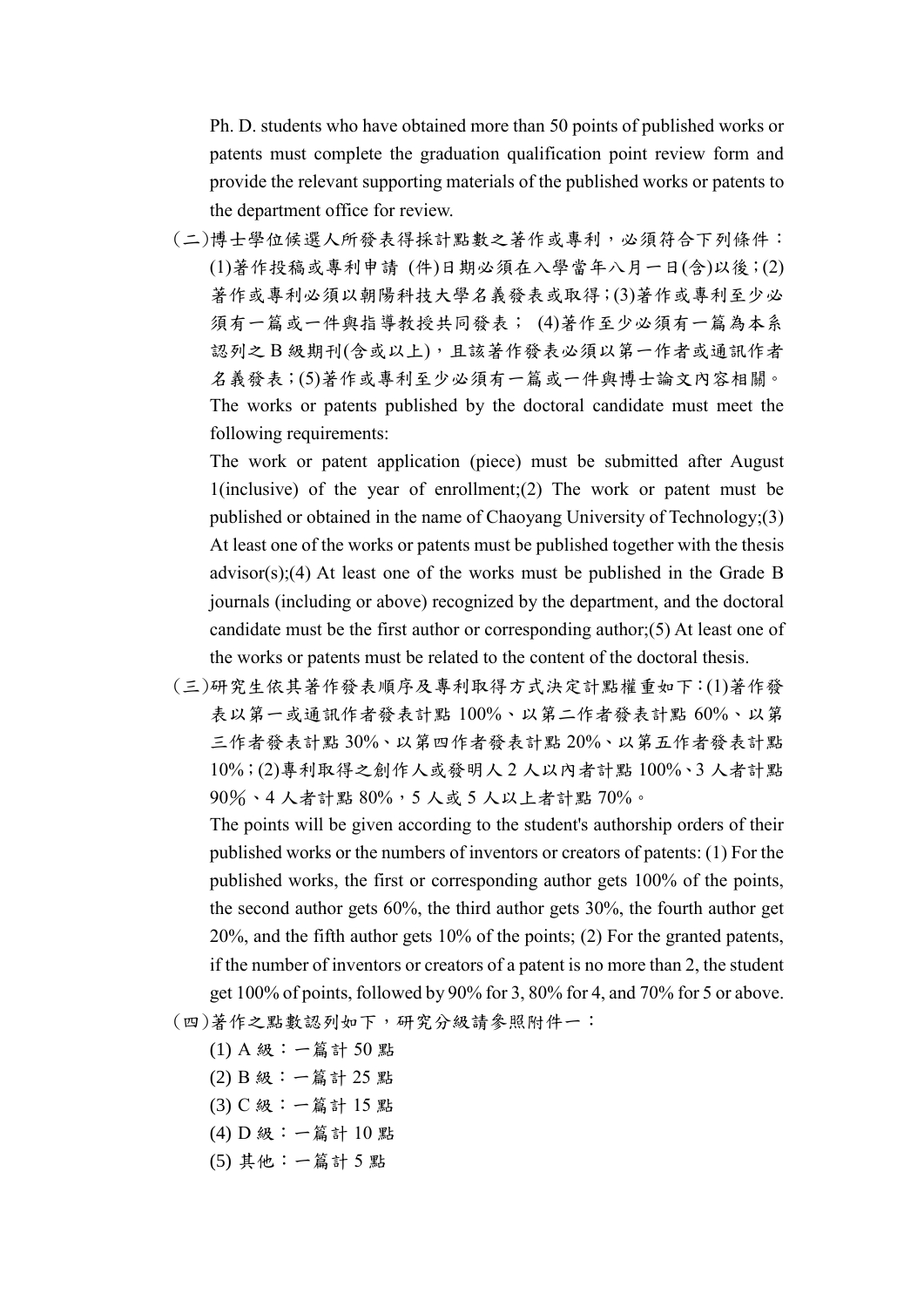Ph. D. students who have obtained more than 50 points of published works or patents must complete the graduation qualification point review form and provide the relevant supporting materials of the published works or patents to the department office for review.

(二)博士學位候選人所發表得採計點數之著作或專利，必須符合下列條件：(1)著作投稿或專利申請 (件)日期必須在入學當年八月一日(含)以後；(2)著作或專利必須以朝陽科技大學名義發表或取得；(3)著作或專利至少必須有一篇或一件與指導教授共同發表； (4)著作至少必須有一篇為本系認列之 B 級期刊(含或以上)，且該著作發表必須以第一作者或通訊作者名義發表；(5)著作或專利至少必須有一篇或一件與博士論文內容相關。

The works or patents published by the doctoral candidate must meet the following requirements:

The work or patent application (piece) must be submitted after August 1(inclusive) of the year of enrollment;(2) The work or patent must be published or obtained in the name of Chaoyang University of Technology;(3) At least one of the works or patents must be published together with the thesis advisor(s);(4) At least one of the works must be published in the Grade B journals (including or above) recognized by the department, and the doctoral candidate must be the first author or corresponding author;(5) At least one of the works or patents must be related to the content of the doctoral thesis.

(三)研究生依其著作發表順序及專利取得方式決定計點權重如下：(1)著作發表以第一或通訊作者發表計點 100%、以第二作者發表計點 60%、以第三作者發表計點 30%、以第四作者發表計點 20%、以第五作者發表計點 10%；(2)專利取得之創作人或發明人 2 人以內者計點 100%、3 人者計點 90％、4 人者計點 80%，5 人或 5 人以上者計點 70%。

The points will be given according to the student's authorship orders of their published works or the numbers of inventors or creators of patents: (1) For the published works, the first or corresponding author gets 100% of the points, the second author gets 60%, the third author gets 30%, the fourth author get 20%, and the fifth author gets 10% of the points; (2) For the granted patents, if the number of inventors or creators of a patent is no more than 2, the student get 100% of points, followed by 90% for 3, 80% for 4, and 70% for 5 or above.

(四)著作之點數認列如下，研究分級請參照附件一：

(1) A 級：一篇計 50 點

(2) B 級：一篇計 25 點

(3) C 級：一篇計 15 點

(4) D 級：一篇計 10 點

(5) 其他：一篇計 5 點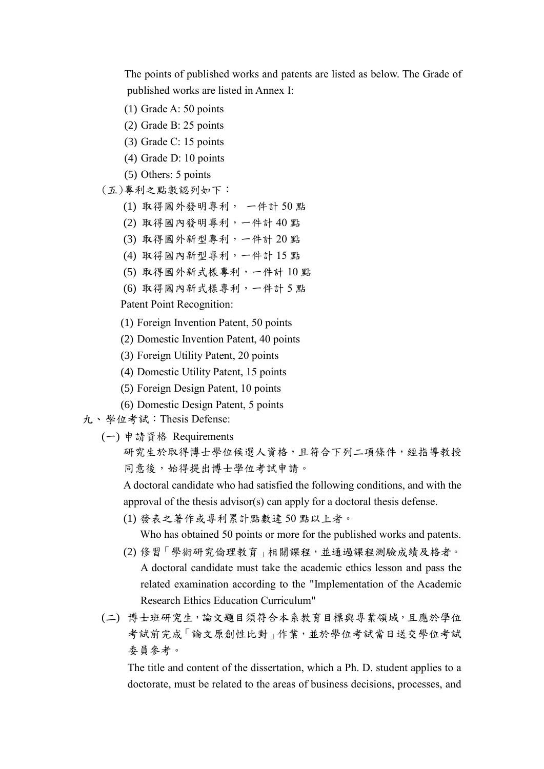The points of published works and patents are listed as below. The Grade of published works are listed in Annex I:

(1) Grade A: 50 points

(2) Grade B: 25 points

(3) Grade C: 15 points

(4) Grade D: 10 points

(5) Others: 5 points

(五)專利之點數認列如下：

(1) 取得國外發明專利， 一件計 50 點

(2) 取得國內發明專利，一件計 40 點

(3) 取得國外新型專利，一件計 20 點

(4) 取得國內新型專利，一件計 15 點

(5) 取得國外新式樣專利，一件計 10 點

(6) 取得國內新式樣專利，一件計 5 點

Patent Point Recognition:

(1) Foreign Invention Patent, 50 points

(2) Domestic Invention Patent, 40 points

(3) Foreign Utility Patent, 20 points

(4) Domestic Utility Patent, 15 points

(5) Foreign Design Patent, 10 points

(6) Domestic Design Patent, 5 points

九、學位考試：Thesis Defense:

(一) 申請資格 Requirements

研究生於取得博士學位候選人資格，且符合下列二項條件，經指導教授同意後，始得提出博士學位考試申請。

A doctoral candidate who had satisfied the following conditions, and with the approval of the thesis advisor(s) can apply for a doctoral thesis defense.

(1) 發表之著作或專利累計點數達 50 點以上者。
Who has obtained 50 points or more for the published works and patents.

(2) 修習「學術研究倫理教育」相關課程，並通過課程測驗成績及格者。
A doctoral candidate must take the academic ethics lesson and pass the related examination according to the "Implementation of the Academic Research Ethics Education Curriculum"

(二) 博士班研究生，論文題目須符合本系教育目標與專業領域，且應於學位考試前完成「論文原創性比對」作業，並於學位考試當日送交學位考試委員參考。

The title and content of the dissertation, which a Ph. D. student applies to a doctorate, must be related to the areas of business decisions, processes, and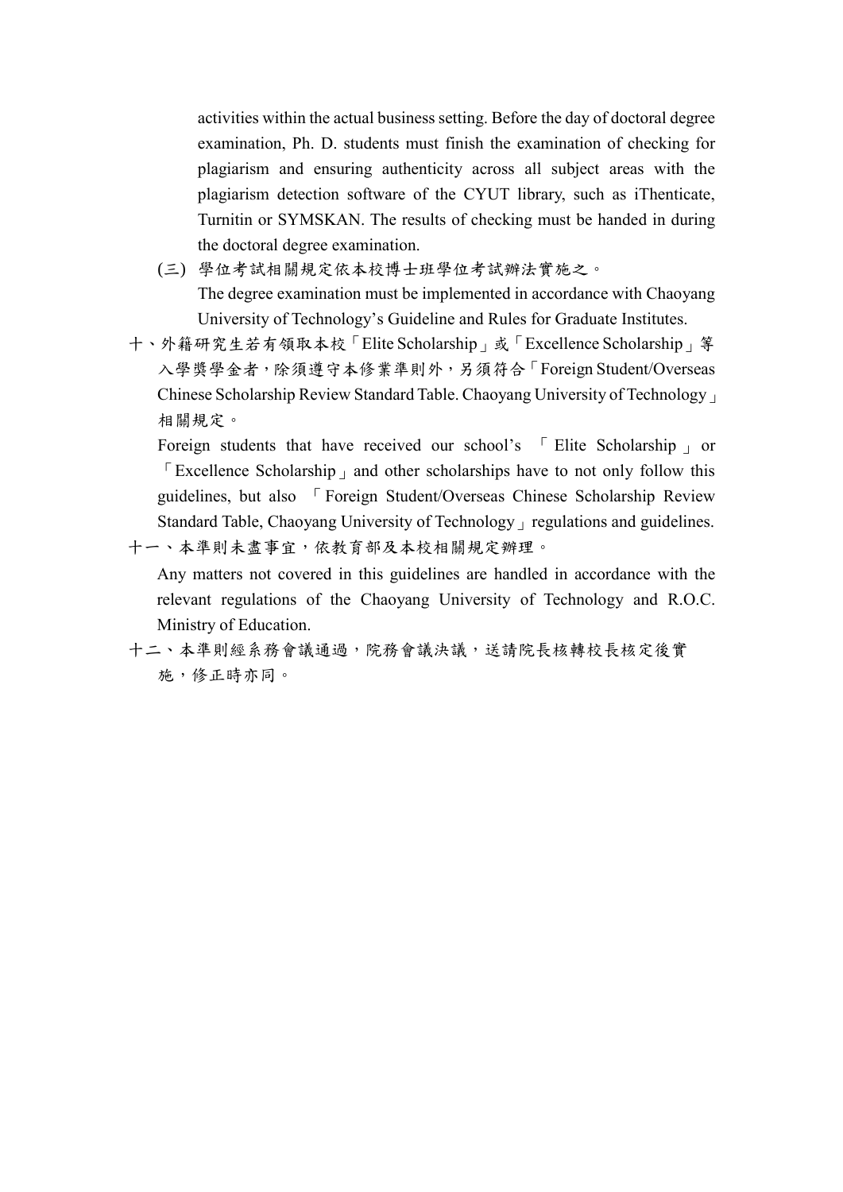activities within the actual business setting. Before the day of doctoral degree examination, Ph. D. students must finish the examination of checking for plagiarism and ensuring authenticity across all subject areas with the plagiarism detection software of the CYUT library, such as iThenticate, Turnitin or SYMSKAN. The results of checking must be handed in during the doctoral degree examination.

(三) 學位考試相關規定依本校博士班學位考試辦法實施之。
The degree examination must be implemented in accordance with Chaoyang University of Technology's Guideline and Rules for Graduate Institutes.

十、外籍研究生若有領取本校「Elite Scholarship」或「Excellence Scholarship」等入學獎學金者，除須遵守本修業準則外，另須符合「Foreign Student/Overseas Chinese Scholarship Review Standard Table. Chaoyang University of Technology」相關規定。

Foreign students that have received our school's 「Elite Scholarship」 or 「Excellence Scholarship」 and other scholarships have to not only follow this guidelines, but also 「Foreign Student/Overseas Chinese Scholarship Review Standard Table, Chaoyang University of Technology」 regulations and guidelines.

十一、本準則未盡事宜，依教育部及本校相關規定辦理。

Any matters not covered in this guidelines are handled in accordance with the relevant regulations of the Chaoyang University of Technology and R.O.C. Ministry of Education.

十二、本準則經系務會議通過，院務會議決議，送請院長核轉校長核定後實施，修正時亦同。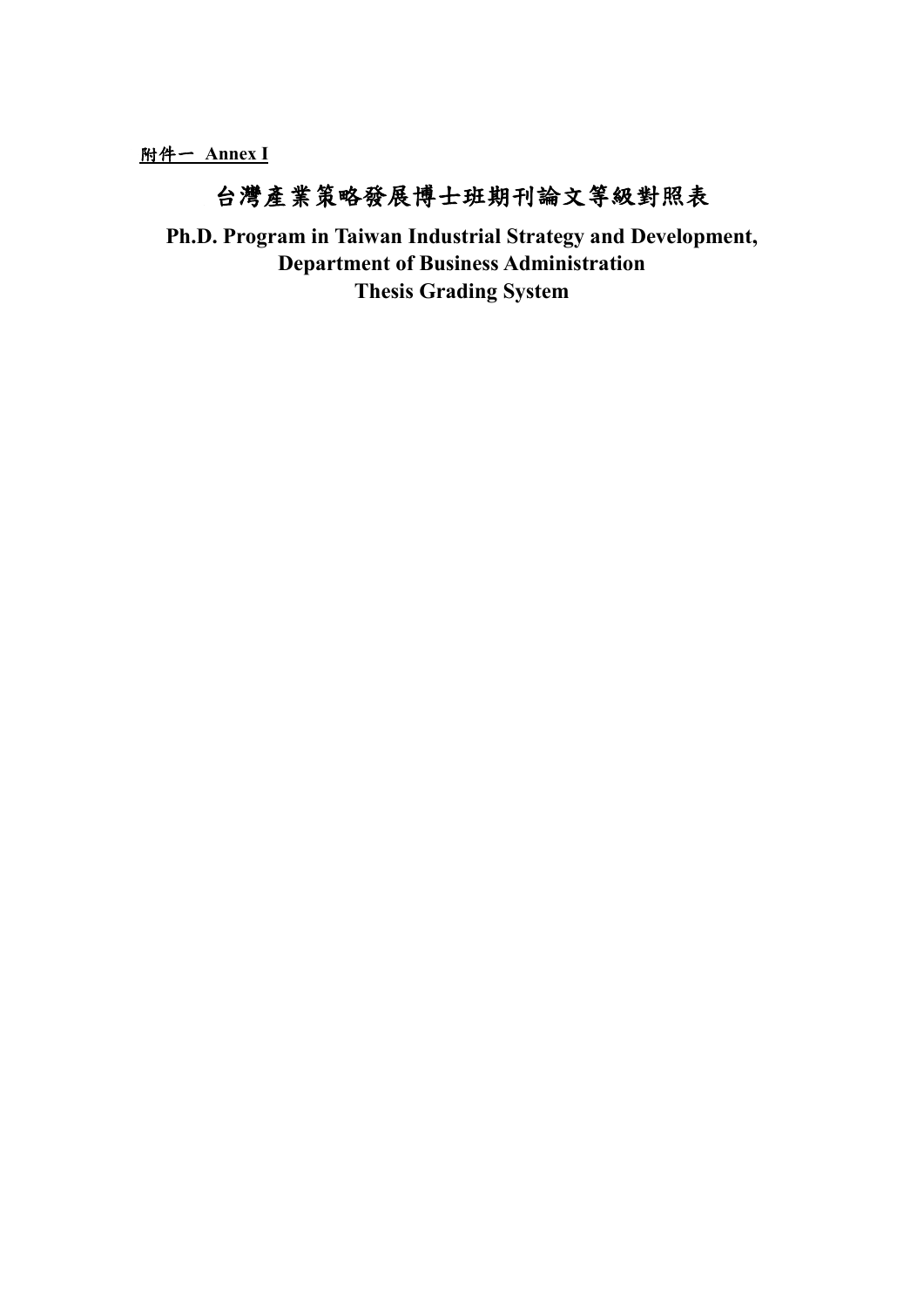**附件一 Annex I**

# 台灣產業策略發展博士班期刊論文等級對照表

## Ph.D. Program in Taiwan Industrial Strategy and Development, Department of Business Administration Thesis Grading System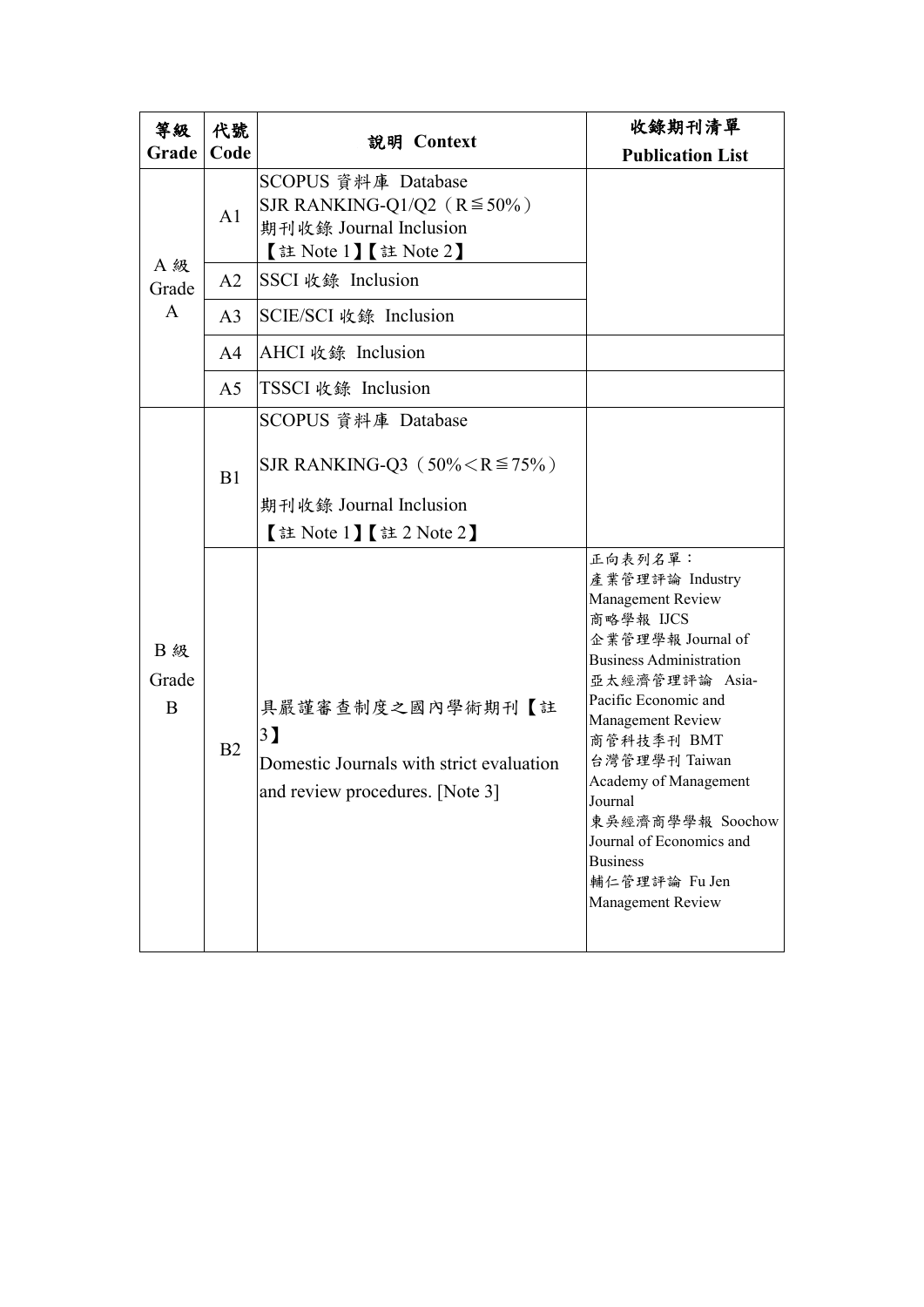| 等級 Grade | 代號 Code | 說明 Context | 收錄期刊清單 Publication List |
|---|---|---|---|
| A 級 Grade A | A1 | SCOPUS 資料庫 Database SJR RANKING-Q1/Q2（R≦50%）期刊收錄 Journal Inclusion 【註 Note 1】【註 Note 2】 | |
| | A2 | SSCI 收錄 Inclusion | |
| | A3 | SCIE/SCI 收錄 Inclusion | |
| | A4 | AHCI 收錄 Inclusion | |
| | A5 | TSSCI 收錄 Inclusion | |
| B 級 Grade B | B1 | SCOPUS 資料庫 Database SJR RANKING-Q3（50%＜R≦75%）期刊收錄 Journal Inclusion 【註 Note 1】【註 2 Note 2】 | |
| | B2 | 具嚴謹審查制度之國內學術期刊【註3】 Domestic Journals with strict evaluation and review procedures. [Note 3] | 正向表列名單：產業管理評論 Industry Management Review 商略學報 IJCS 企業管理學報 Journal of Business Administration 亞太經濟管理評論 Asia-Pacific Economic and Management Review 商管科技季刊 BMT 台灣管理學刊 Taiwan Academy of Management Journal 東吳經濟商學學報 Soochow Journal of Economics and Business 輔仁管理評論 Fu Jen Management Review |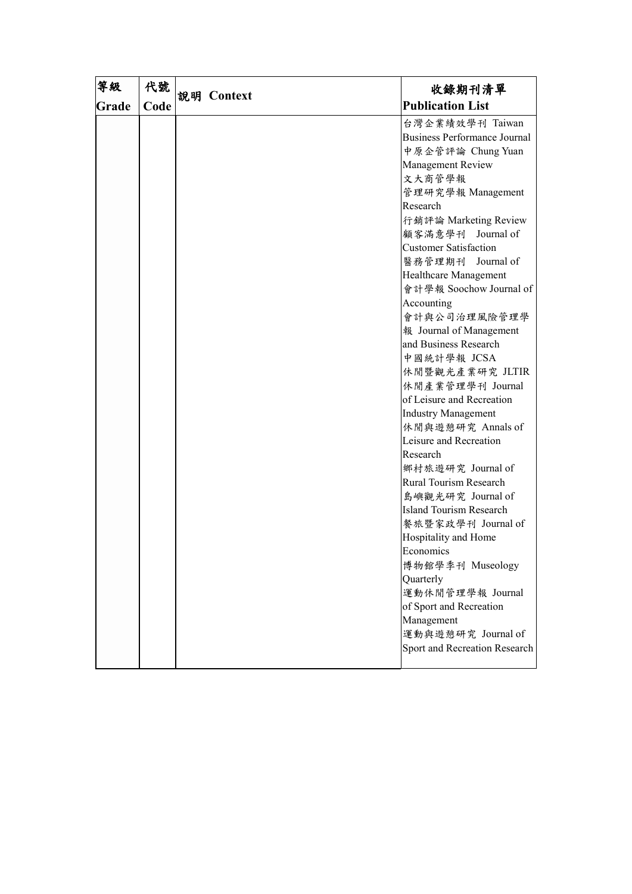| 等級 Grade | 代號 Code | 說明 Context | 收錄期刊清單 Publication List |
|---|---|---|---|
| | | | 台灣企業績效學刊 Taiwan Business Performance Journal<br>中原企管評論 Chung Yuan Management Review<br>文大商管學報<br>管理研究學報 Management Research<br>行銷評論 Marketing Review<br>顧客滿意學刊 Journal of Customer Satisfaction<br>醫務管理期刊 Journal of Healthcare Management<br>會計學報 Soochow Journal of Accounting<br>會計與公司治理風險管理學報 Journal of Management and Business Research<br>中國統計學報 JCSA<br>休閒暨觀光產業研究 JLTIR<br>休閒產業管理學刊 Journal of Leisure and Recreation Industry Management<br>休閒與遊憩研究 Annals of Leisure and Recreation Research<br>鄉村旅遊研究 Journal of Rural Tourism Research<br>島嶼觀光研究 Journal of Island Tourism Research<br>餐旅暨家政學刊 Journal of Hospitality and Home Economics<br>博物館學季刊 Museology Quarterly<br>運動休閒管理學報 Journal of Sport and Recreation Management<br>運動與遊憩研究 Journal of Sport and Recreation Research |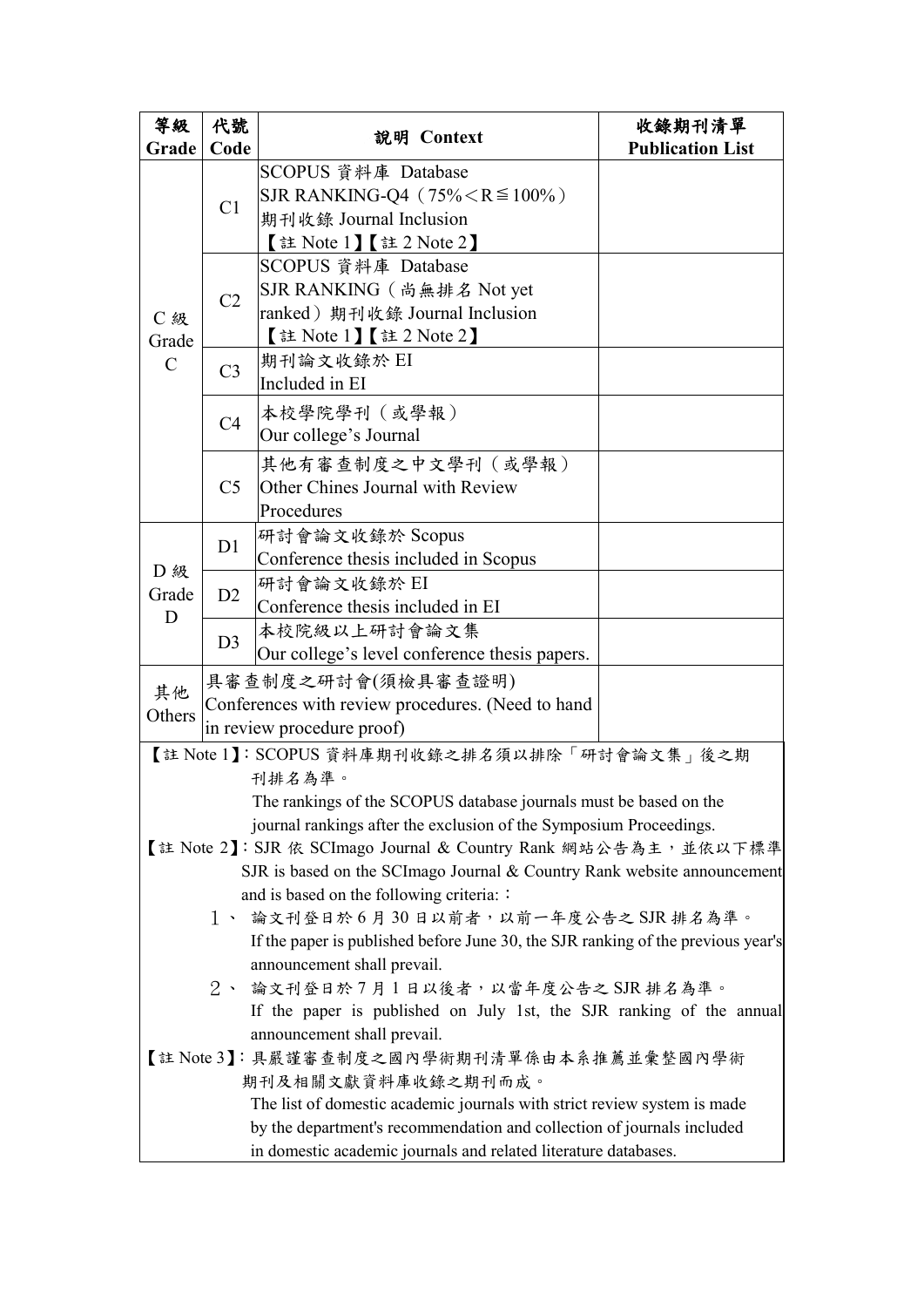| 等級 Grade | 代號 Code | 說明 Context | 收錄期刊清單 Publication List |
|---|---|---|---|
| C 級 Grade C | C1 | SCOPUS 資料庫 Database SJR RANKING-Q4（75%＜R≦100%）期刊收錄 Journal Inclusion 【註 Note 1】【註 2 Note 2】 | |
| | C2 | SCOPUS 資料庫 Database SJR RANKING（尚無排名 Not yet ranked）期刊收錄 Journal Inclusion 【註 Note 1】【註 2 Note 2】 | |
| | C3 | 期刊論文收錄於 EI Included in EI | |
| | C4 | 本校學院學刊（或學報） Our college's Journal | |
| | C5 | 其他有審查制度之中文學刊（或學報） Other Chines Journal with Review Procedures | |
| D 級 Grade D | D1 | 研討會論文收錄於 Scopus Conference thesis included in Scopus | |
| | D2 | 研討會論文收錄於 EI Conference thesis included in EI | |
| | D3 | 本校院級以上研討會論文集 Our college's level conference thesis papers. | |
| 其他 Others | | 具審查制度之研討會(須檢具審查證明) Conferences with review procedures. (Need to hand in review procedure proof) | |

【註 Note 1】：SCOPUS 資料庫期刊收錄之排名須以排除「研討會論文集」後之期刊排名為準。
The rankings of the SCOPUS database journals must be based on the journal rankings after the exclusion of the Symposium Proceedings.

【註 Note 2】：SJR 依 SCImago Journal & Country Rank 網站公告為主，並依以下標準
SJR is based on the SCImago Journal & Country Rank website announcement and is based on the following criteria:：

1、論文刊登日於 6 月 30 日以前者，以前一年度公告之 SJR 排名為準。
If the paper is published before June 30, the SJR ranking of the previous year's announcement shall prevail.

2、論文刊登日於 7 月 1 日以後者，以當年度公告之 SJR 排名為準。
If the paper is published on July 1st, the SJR ranking of the annual announcement shall prevail.

【註 Note 3】：具嚴謹審查制度之國內學術期刊清單係由本系推薦並彙整國內學術期刊及相關文獻資料庫收錄之期刊而成。
The list of domestic academic journals with strict review system is made by the department's recommendation and collection of journals included in domestic academic journals and related literature databases.